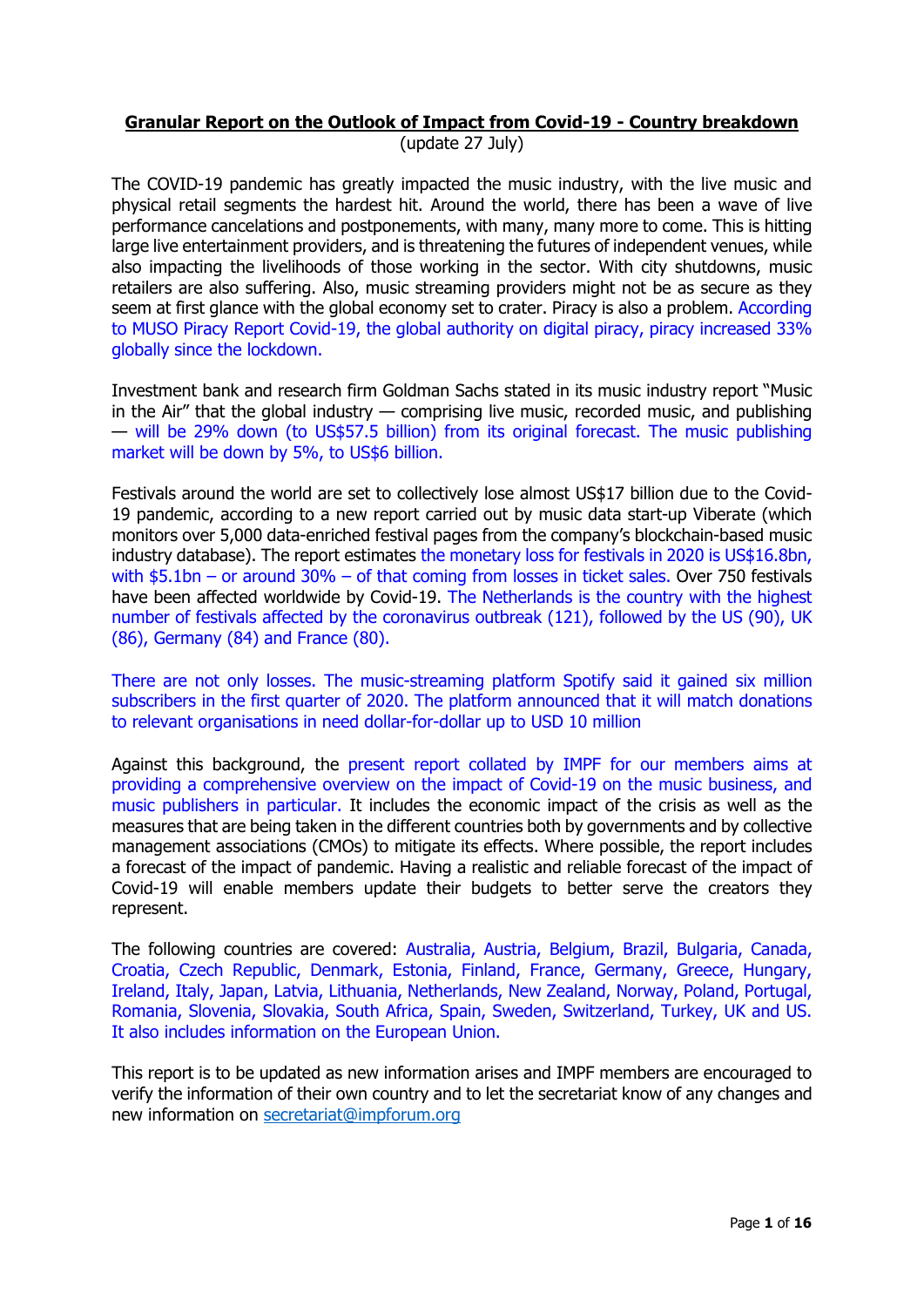**Granular Report on the Outlook of Impact from Covid-19 - Country breakdown**
(update 27 July)

The COVID-19 pandemic has greatly impacted the music industry, with the live music and physical retail segments the hardest hit. Around the world, there has been a wave of live performance cancelations and postponements, with many, many more to come. This is hitting large live entertainment providers, and is threatening the futures of independent venues, while also impacting the livelihoods of those working in the sector. With city shutdowns, music retailers are also suffering. Also, music streaming providers might not be as secure as they seem at first glance with the global economy set to crater. Piracy is also a problem. According to MUSO Piracy Report Covid-19, the global authority on digital piracy, piracy increased 33% globally since the lockdown.

Investment bank and research firm Goldman Sachs stated in its music industry report "Music in the Air" that the global industry — comprising live music, recorded music, and publishing — will be 29% down (to US$57.5 billion) from its original forecast. The music publishing market will be down by 5%, to US$6 billion.

Festivals around the world are set to collectively lose almost US$17 billion due to the Covid-19 pandemic, according to a new report carried out by music data start-up Viberate (which monitors over 5,000 data-enriched festival pages from the company's blockchain-based music industry database). The report estimates the monetary loss for festivals in 2020 is US$16.8bn, with $5.1bn – or around 30% – of that coming from losses in ticket sales. Over 750 festivals have been affected worldwide by Covid-19. The Netherlands is the country with the highest number of festivals affected by the coronavirus outbreak (121), followed by the US (90), UK (86), Germany (84) and France (80).

There are not only losses. The music-streaming platform Spotify said it gained six million subscribers in the first quarter of 2020. The platform announced that it will match donations to relevant organisations in need dollar-for-dollar up to USD 10 million

Against this background, the present report collated by IMPF for our members aims at providing a comprehensive overview on the impact of Covid-19 on the music business, and music publishers in particular. It includes the economic impact of the crisis as well as the measures that are being taken in the different countries both by governments and by collective management associations (CMOs) to mitigate its effects. Where possible, the report includes a forecast of the impact of pandemic. Having a realistic and reliable forecast of the impact of Covid-19 will enable members update their budgets to better serve the creators they represent.

The following countries are covered: Australia, Austria, Belgium, Brazil, Bulgaria, Canada, Croatia, Czech Republic, Denmark, Estonia, Finland, France, Germany, Greece, Hungary, Ireland, Italy, Japan, Latvia, Lithuania, Netherlands, New Zealand, Norway, Poland, Portugal, Romania, Slovenia, Slovakia, South Africa, Spain, Sweden, Switzerland, Turkey, UK and US. It also includes information on the European Union.

This report is to be updated as new information arises and IMPF members are encouraged to verify the information of their own country and to let the secretariat know of any changes and new information on secretariat@impforum.org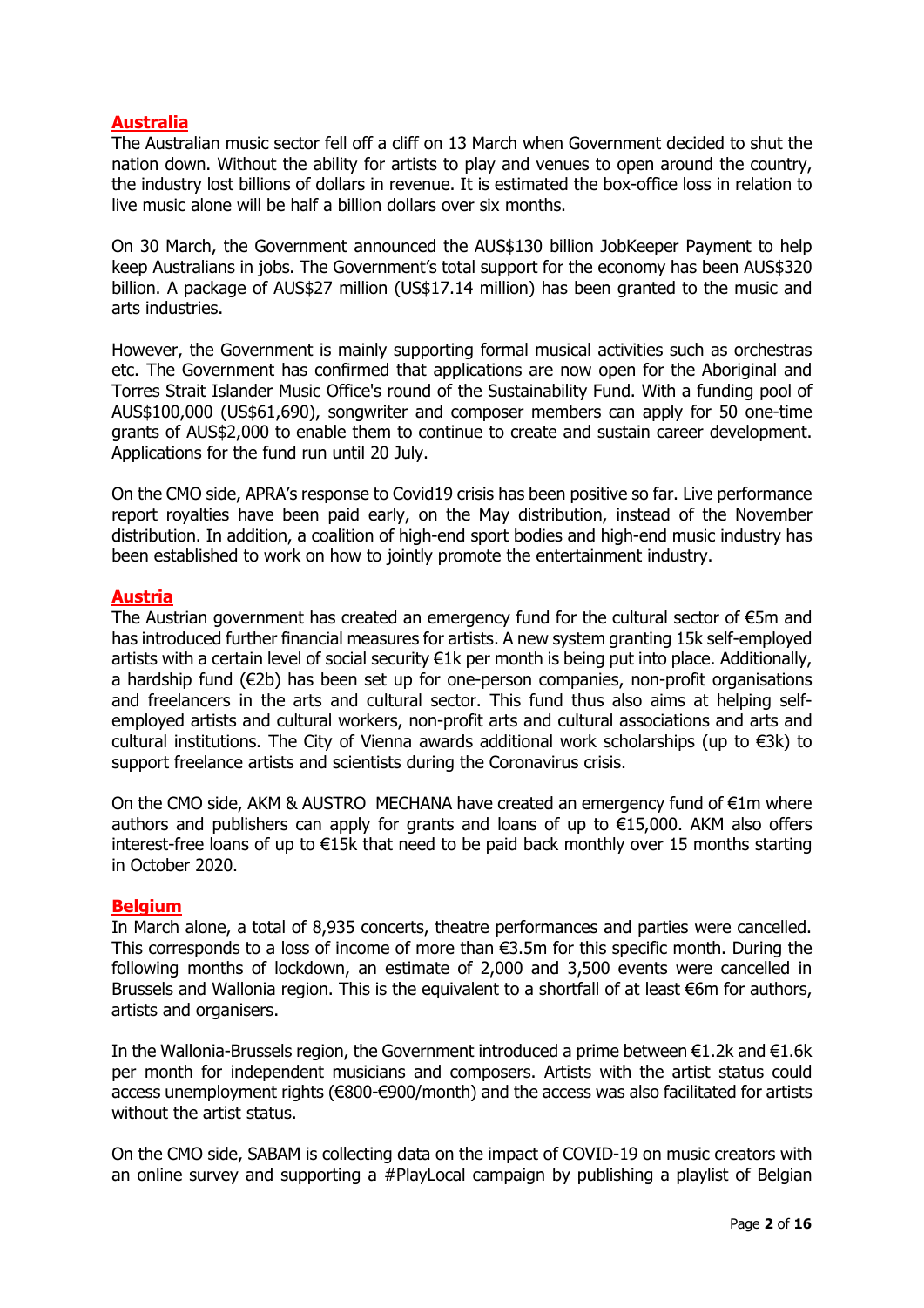## Australia

The Australian music sector fell off a cliff on 13 March when Government decided to shut the nation down. Without the ability for artists to play and venues to open around the country, the industry lost billions of dollars in revenue. It is estimated the box-office loss in relation to live music alone will be half a billion dollars over six months.

On 30 March, the Government announced the AUS$130 billion JobKeeper Payment to help keep Australians in jobs. The Government's total support for the economy has been AUS$320 billion. A package of AUS$27 million (US$17.14 million) has been granted to the music and arts industries.

However, the Government is mainly supporting formal musical activities such as orchestras etc. The Government has confirmed that applications are now open for the Aboriginal and Torres Strait Islander Music Office's round of the Sustainability Fund. With a funding pool of AUS$100,000 (US$61,690), songwriter and composer members can apply for 50 one-time grants of AUS$2,000 to enable them to continue to create and sustain career development. Applications for the fund run until 20 July.

On the CMO side, APRA's response to Covid19 crisis has been positive so far. Live performance report royalties have been paid early, on the May distribution, instead of the November distribution. In addition, a coalition of high-end sport bodies and high-end music industry has been established to work on how to jointly promote the entertainment industry.

## Austria

The Austrian government has created an emergency fund for the cultural sector of €5m and has introduced further financial measures for artists. A new system granting 15k self-employed artists with a certain level of social security €1k per month is being put into place. Additionally, a hardship fund (€2b) has been set up for one-person companies, non-profit organisations and freelancers in the arts and cultural sector. This fund thus also aims at helping self-employed artists and cultural workers, non-profit arts and cultural associations and arts and cultural institutions. The City of Vienna awards additional work scholarships (up to €3k) to support freelance artists and scientists during the Coronavirus crisis.

On the CMO side, AKM & AUSTRO MECHANA have created an emergency fund of €1m where authors and publishers can apply for grants and loans of up to €15,000. AKM also offers interest-free loans of up to €15k that need to be paid back monthly over 15 months starting in October 2020.

## Belgium

In March alone, a total of 8,935 concerts, theatre performances and parties were cancelled. This corresponds to a loss of income of more than €3.5m for this specific month. During the following months of lockdown, an estimate of 2,000 and 3,500 events were cancelled in Brussels and Wallonia region. This is the equivalent to a shortfall of at least €6m for authors, artists and organisers.

In the Wallonia-Brussels region, the Government introduced a prime between €1.2k and €1.6k per month for independent musicians and composers. Artists with the artist status could access unemployment rights (€800-€900/month) and the access was also facilitated for artists without the artist status.

On the CMO side, SABAM is collecting data on the impact of COVID-19 on music creators with an online survey and supporting a #PlayLocal campaign by publishing a playlist of Belgian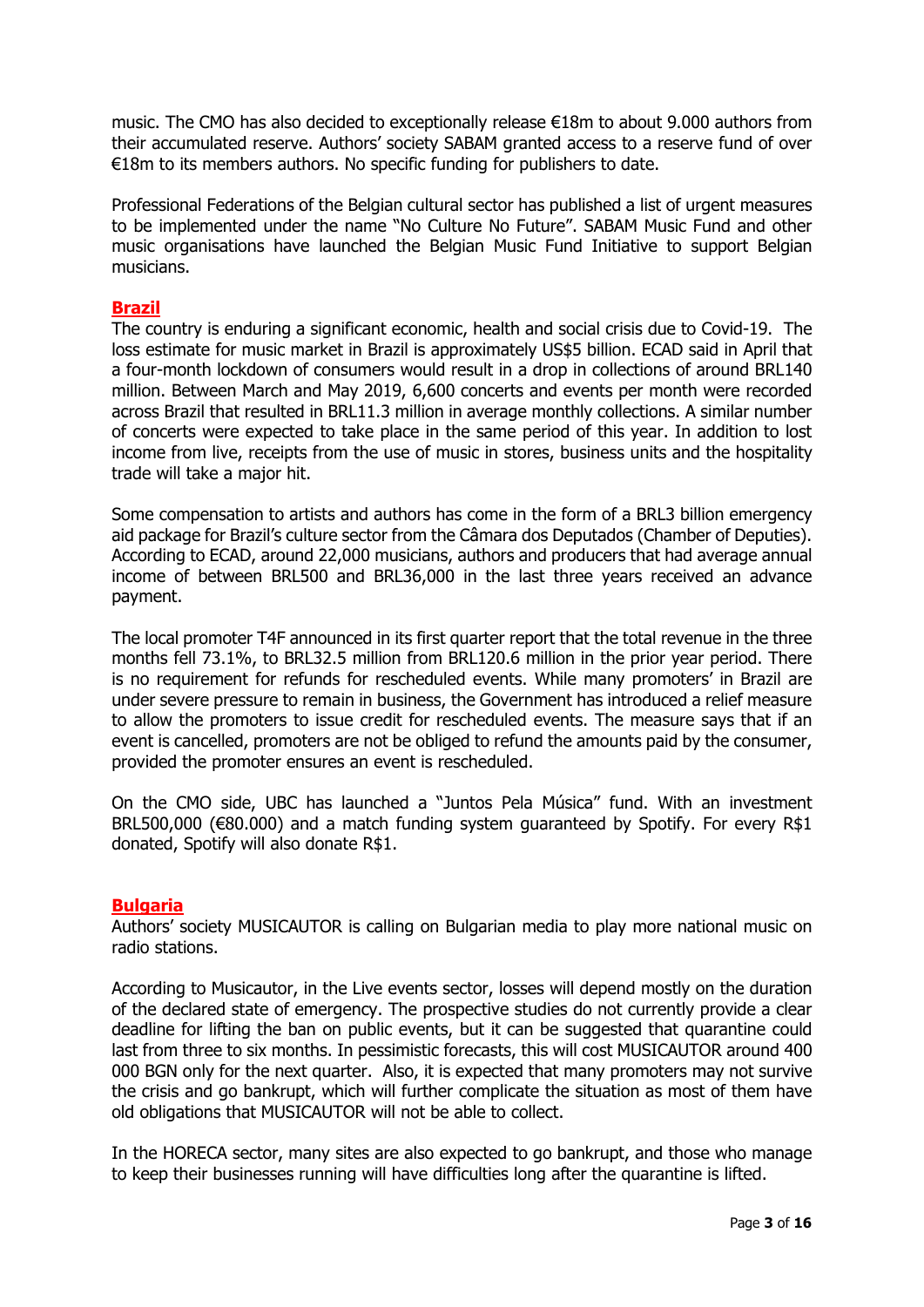music. The CMO has also decided to exceptionally release €18m to about 9.000 authors from their accumulated reserve. Authors' society SABAM granted access to a reserve fund of over €18m to its members authors. No specific funding for publishers to date.

Professional Federations of the Belgian cultural sector has published a list of urgent measures to be implemented under the name "No Culture No Future". SABAM Music Fund and other music organisations have launched the Belgian Music Fund Initiative to support Belgian musicians.

## Brazil

The country is enduring a significant economic, health and social crisis due to Covid-19. The loss estimate for music market in Brazil is approximately US$5 billion. ECAD said in April that a four-month lockdown of consumers would result in a drop in collections of around BRL140 million. Between March and May 2019, 6,600 concerts and events per month were recorded across Brazil that resulted in BRL11.3 million in average monthly collections. A similar number of concerts were expected to take place in the same period of this year. In addition to lost income from live, receipts from the use of music in stores, business units and the hospitality trade will take a major hit.

Some compensation to artists and authors has come in the form of a BRL3 billion emergency aid package for Brazil's culture sector from the Câmara dos Deputados (Chamber of Deputies). According to ECAD, around 22,000 musicians, authors and producers that had average annual income of between BRL500 and BRL36,000 in the last three years received an advance payment.

The local promoter T4F announced in its first quarter report that the total revenue in the three months fell 73.1%, to BRL32.5 million from BRL120.6 million in the prior year period. There is no requirement for refunds for rescheduled events. While many promoters' in Brazil are under severe pressure to remain in business, the Government has introduced a relief measure to allow the promoters to issue credit for rescheduled events. The measure says that if an event is cancelled, promoters are not be obliged to refund the amounts paid by the consumer, provided the promoter ensures an event is rescheduled.

On the CMO side, UBC has launched a "Juntos Pela Música" fund. With an investment BRL500,000 (€80.000) and a match funding system guaranteed by Spotify. For every R$1 donated, Spotify will also donate R$1.

## Bulgaria

Authors' society MUSICAUTOR is calling on Bulgarian media to play more national music on radio stations.

According to Musicautor, in the Live events sector, losses will depend mostly on the duration of the declared state of emergency. The prospective studies do not currently provide a clear deadline for lifting the ban on public events, but it can be suggested that quarantine could last from three to six months. In pessimistic forecasts, this will cost MUSICAUTOR around 400 000 BGN only for the next quarter. Also, it is expected that many promoters may not survive the crisis and go bankrupt, which will further complicate the situation as most of them have old obligations that MUSICAUTOR will not be able to collect.

In the HORECA sector, many sites are also expected to go bankrupt, and those who manage to keep their businesses running will have difficulties long after the quarantine is lifted.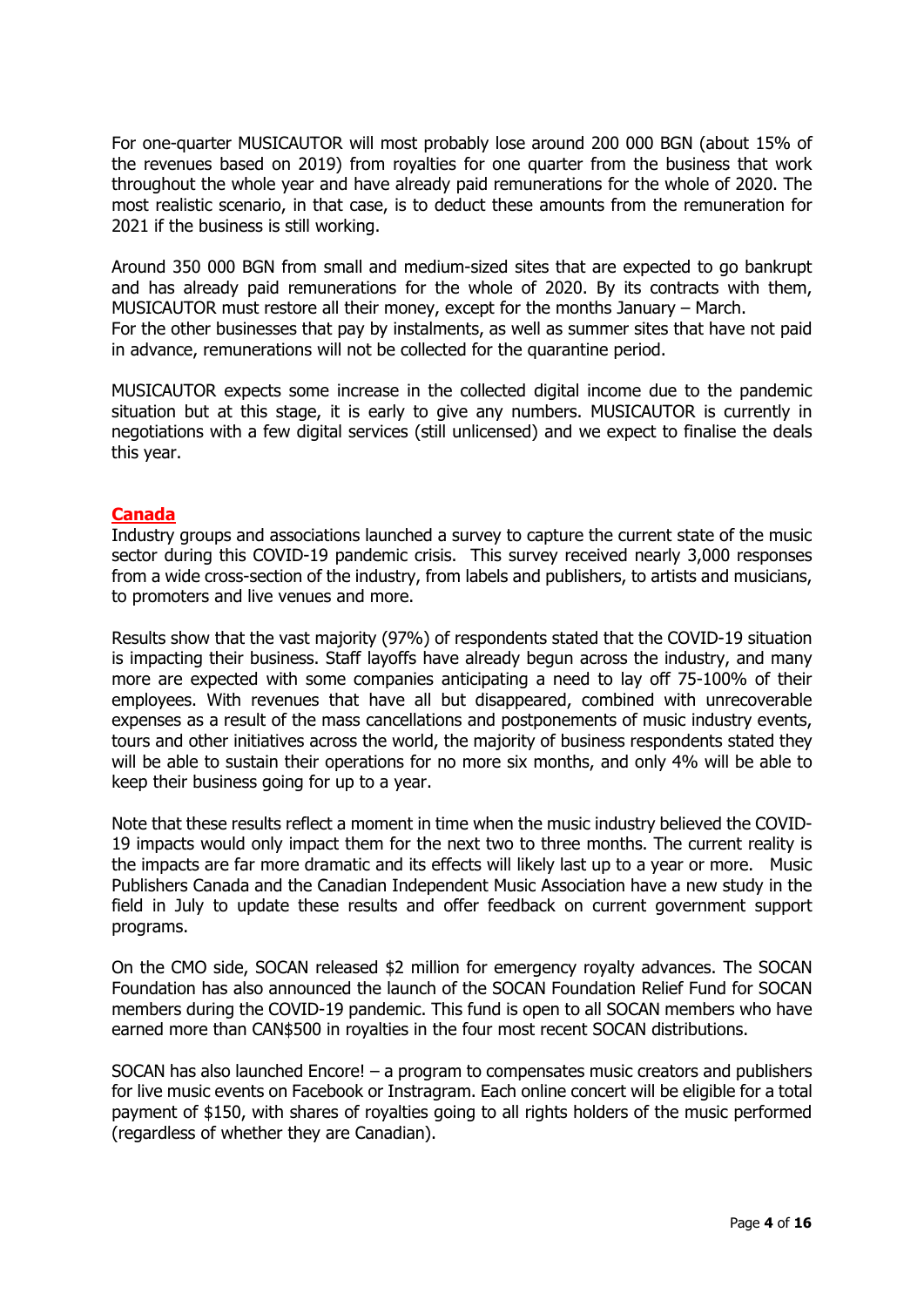For one-quarter MUSICAUTOR will most probably lose around 200 000 BGN (about 15% of the revenues based on 2019) from royalties for one quarter from the business that work throughout the whole year and have already paid remunerations for the whole of 2020. The most realistic scenario, in that case, is to deduct these amounts from the remuneration for 2021 if the business is still working.

Around 350 000 BGN from small and medium-sized sites that are expected to go bankrupt and has already paid remunerations for the whole of 2020. By its contracts with them, MUSICAUTOR must restore all their money, except for the months January – March.
For the other businesses that pay by instalments, as well as summer sites that have not paid in advance, remunerations will not be collected for the quarantine period.

MUSICAUTOR expects some increase in the collected digital income due to the pandemic situation but at this stage, it is early to give any numbers. MUSICAUTOR is currently in negotiations with a few digital services (still unlicensed) and we expect to finalise the deals this year.

## Canada

Industry groups and associations launched a survey to capture the current state of the music sector during this COVID-19 pandemic crisis. This survey received nearly 3,000 responses from a wide cross-section of the industry, from labels and publishers, to artists and musicians, to promoters and live venues and more.

Results show that the vast majority (97%) of respondents stated that the COVID-19 situation is impacting their business. Staff layoffs have already begun across the industry, and many more are expected with some companies anticipating a need to lay off 75-100% of their employees. With revenues that have all but disappeared, combined with unrecoverable expenses as a result of the mass cancellations and postponements of music industry events, tours and other initiatives across the world, the majority of business respondents stated they will be able to sustain their operations for no more six months, and only 4% will be able to keep their business going for up to a year.

Note that these results reflect a moment in time when the music industry believed the COVID-19 impacts would only impact them for the next two to three months. The current reality is the impacts are far more dramatic and its effects will likely last up to a year or more. Music Publishers Canada and the Canadian Independent Music Association have a new study in the field in July to update these results and offer feedback on current government support programs.

On the CMO side, SOCAN released $2 million for emergency royalty advances. The SOCAN Foundation has also announced the launch of the SOCAN Foundation Relief Fund for SOCAN members during the COVID-19 pandemic. This fund is open to all SOCAN members who have earned more than CAN$500 in royalties in the four most recent SOCAN distributions.

SOCAN has also launched Encore! – a program to compensates music creators and publishers for live music events on Facebook or Instragram. Each online concert will be eligible for a total payment of $150, with shares of royalties going to all rights holders of the music performed (regardless of whether they are Canadian).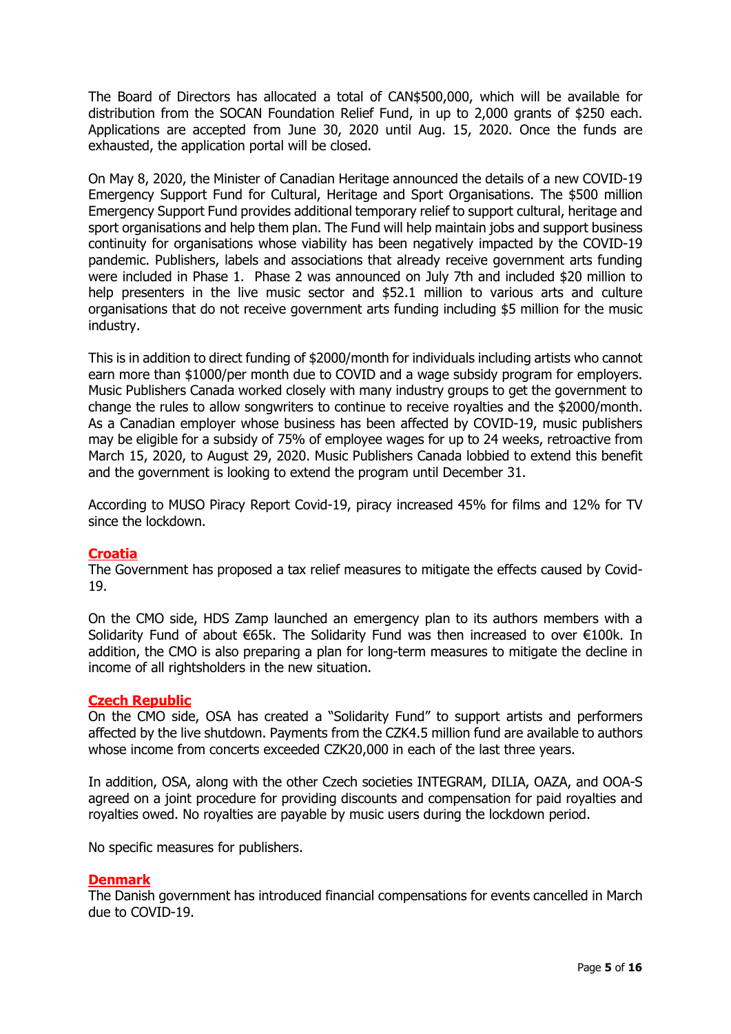The Board of Directors has allocated a total of CAN$500,000, which will be available for distribution from the SOCAN Foundation Relief Fund, in up to 2,000 grants of $250 each. Applications are accepted from June 30, 2020 until Aug. 15, 2020. Once the funds are exhausted, the application portal will be closed.

On May 8, 2020, the Minister of Canadian Heritage announced the details of a new COVID-19 Emergency Support Fund for Cultural, Heritage and Sport Organisations. The $500 million Emergency Support Fund provides additional temporary relief to support cultural, heritage and sport organisations and help them plan. The Fund will help maintain jobs and support business continuity for organisations whose viability has been negatively impacted by the COVID-19 pandemic. Publishers, labels and associations that already receive government arts funding were included in Phase 1. Phase 2 was announced on July 7th and included $20 million to help presenters in the live music sector and $52.1 million to various arts and culture organisations that do not receive government arts funding including $5 million for the music industry.

This is in addition to direct funding of $2000/month for individuals including artists who cannot earn more than $1000/per month due to COVID and a wage subsidy program for employers. Music Publishers Canada worked closely with many industry groups to get the government to change the rules to allow songwriters to continue to receive royalties and the $2000/month. As a Canadian employer whose business has been affected by COVID-19, music publishers may be eligible for a subsidy of 75% of employee wages for up to 24 weeks, retroactive from March 15, 2020, to August 29, 2020. Music Publishers Canada lobbied to extend this benefit and the government is looking to extend the program until December 31.

According to MUSO Piracy Report Covid-19, piracy increased 45% for films and 12% for TV since the lockdown.

## Croatia

The Government has proposed a tax relief measures to mitigate the effects caused by Covid-19.

On the CMO side, HDS Zamp launched an emergency plan to its authors members with a Solidarity Fund of about €65k. The Solidarity Fund was then increased to over €100k. In addition, the CMO is also preparing a plan for long-term measures to mitigate the decline in income of all rightsholders in the new situation.

## Czech Republic

On the CMO side, OSA has created a "Solidarity Fund" to support artists and performers affected by the live shutdown. Payments from the CZK4.5 million fund are available to authors whose income from concerts exceeded CZK20,000 in each of the last three years.

In addition, OSA, along with the other Czech societies INTEGRAM, DILIA, OAZA, and OOA-S agreed on a joint procedure for providing discounts and compensation for paid royalties and royalties owed. No royalties are payable by music users during the lockdown period.

No specific measures for publishers.

## Denmark

The Danish government has introduced financial compensations for events cancelled in March due to COVID-19.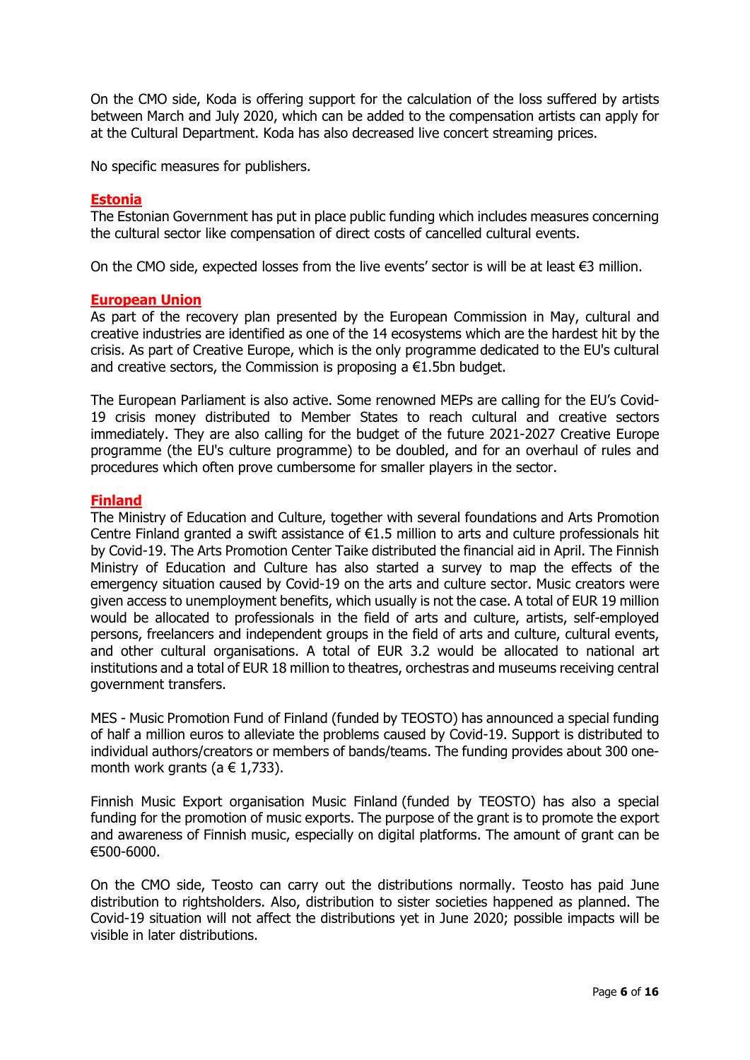On the CMO side, Koda is offering support for the calculation of the loss suffered by artists between March and July 2020, which can be added to the compensation artists can apply for at the Cultural Department. Koda has also decreased live concert streaming prices.

No specific measures for publishers.

## Estonia

The Estonian Government has put in place public funding which includes measures concerning the cultural sector like compensation of direct costs of cancelled cultural events.

On the CMO side, expected losses from the live events' sector is will be at least €3 million.

## European Union

As part of the recovery plan presented by the European Commission in May, cultural and creative industries are identified as one of the 14 ecosystems which are the hardest hit by the crisis. As part of Creative Europe, which is the only programme dedicated to the EU's cultural and creative sectors, the Commission is proposing a €1.5bn budget.

The European Parliament is also active. Some renowned MEPs are calling for the EU's Covid-19 crisis money distributed to Member States to reach cultural and creative sectors immediately. They are also calling for the budget of the future 2021-2027 Creative Europe programme (the EU's culture programme) to be doubled, and for an overhaul of rules and procedures which often prove cumbersome for smaller players in the sector.

## Finland

The Ministry of Education and Culture, together with several foundations and Arts Promotion Centre Finland granted a swift assistance of €1.5 million to arts and culture professionals hit by Covid-19. The Arts Promotion Center Taike distributed the financial aid in April. The Finnish Ministry of Education and Culture has also started a survey to map the effects of the emergency situation caused by Covid-19 on the arts and culture sector. Music creators were given access to unemployment benefits, which usually is not the case. A total of EUR 19 million would be allocated to professionals in the field of arts and culture, artists, self-employed persons, freelancers and independent groups in the field of arts and culture, cultural events, and other cultural organisations. A total of EUR 3.2 would be allocated to national art institutions and a total of EUR 18 million to theatres, orchestras and museums receiving central government transfers.

MES - Music Promotion Fund of Finland (funded by TEOSTO) has announced a special funding of half a million euros to alleviate the problems caused by Covid-19. Support is distributed to individual authors/creators or members of bands/teams. The funding provides about 300 one-month work grants (a € 1,733).

Finnish Music Export organisation Music Finland (funded by TEOSTO) has also a special funding for the promotion of music exports. The purpose of the grant is to promote the export and awareness of Finnish music, especially on digital platforms. The amount of grant can be €500-6000.

On the CMO side, Teosto can carry out the distributions normally. Teosto has paid June distribution to rightsholders. Also, distribution to sister societies happened as planned. The Covid-19 situation will not affect the distributions yet in June 2020; possible impacts will be visible in later distributions.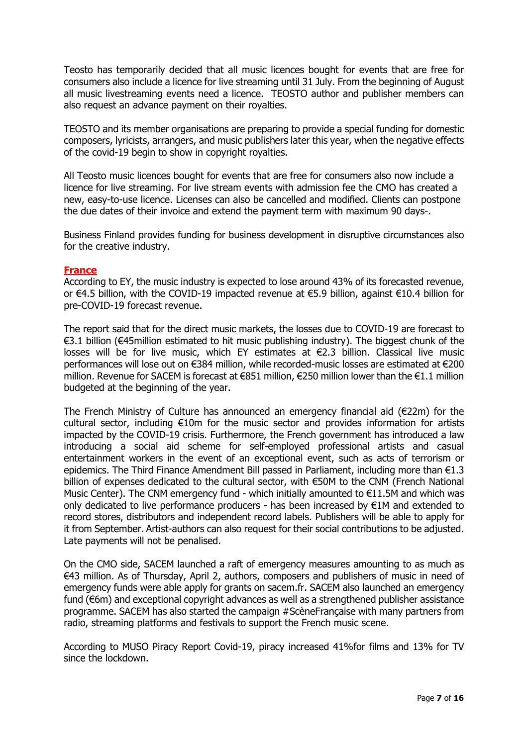Teosto has temporarily decided that all music licences bought for events that are free for consumers also include a licence for live streaming until 31 July. From the beginning of August all music livestreaming events need a licence. TEOSTO author and publisher members can also request an advance payment on their royalties.

TEOSTO and its member organisations are preparing to provide a special funding for domestic composers, lyricists, arrangers, and music publishers later this year, when the negative effects of the covid-19 begin to show in copyright royalties.

All Teosto music licences bought for events that are free for consumers also now include a licence for live streaming. For live stream events with admission fee the CMO has created a new, easy-to-use licence. Licenses can also be cancelled and modified. Clients can postpone the due dates of their invoice and extend the payment term with maximum 90 days-.

Business Finland provides funding for business development in disruptive circumstances also for the creative industry.

## France

According to EY, the music industry is expected to lose around 43% of its forecasted revenue, or €4.5 billion, with the COVID-19 impacted revenue at €5.9 billion, against €10.4 billion for pre-COVID-19 forecast revenue.

The report said that for the direct music markets, the losses due to COVID-19 are forecast to €3.1 billion (€45million estimated to hit music publishing industry). The biggest chunk of the losses will be for live music, which EY estimates at €2.3 billion. Classical live music performances will lose out on €384 million, while recorded-music losses are estimated at €200 million. Revenue for SACEM is forecast at €851 million, €250 million lower than the €1.1 million budgeted at the beginning of the year.

The French Ministry of Culture has announced an emergency financial aid (€22m) for the cultural sector, including €10m for the music sector and provides information for artists impacted by the COVID-19 crisis. Furthermore, the French government has introduced a law introducing a social aid scheme for self-employed professional artists and casual entertainment workers in the event of an exceptional event, such as acts of terrorism or epidemics. The Third Finance Amendment Bill passed in Parliament, including more than €1.3 billion of expenses dedicated to the cultural sector, with €50M to the CNM (French National Music Center). The CNM emergency fund - which initially amounted to €11.5M and which was only dedicated to live performance producers - has been increased by €1M and extended to record stores, distributors and independent record labels. Publishers will be able to apply for it from September. Artist-authors can also request for their social contributions to be adjusted. Late payments will not be penalised.

On the CMO side, SACEM launched a raft of emergency measures amounting to as much as €43 million. As of Thursday, April 2, authors, composers and publishers of music in need of emergency funds were able apply for grants on sacem.fr. SACEM also launched an emergency fund (€6m) and exceptional copyright advances as well as a strengthened publisher assistance programme. SACEM has also started the campaign #ScèneFrançaise with many partners from radio, streaming platforms and festivals to support the French music scene.

According to MUSO Piracy Report Covid-19, piracy increased 41%for films and 13% for TV since the lockdown.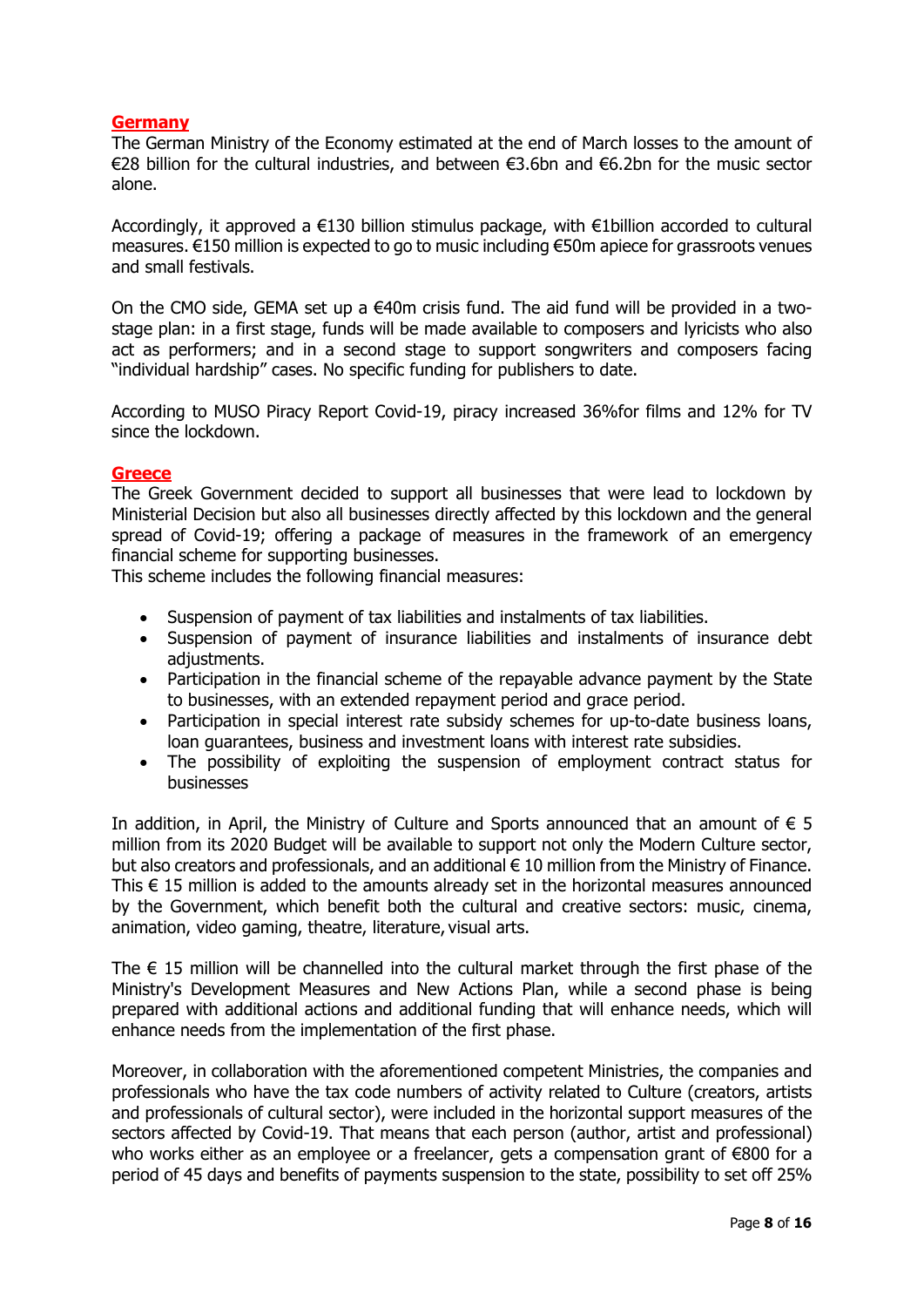## Germany

The German Ministry of the Economy estimated at the end of March losses to the amount of €28 billion for the cultural industries, and between €3.6bn and €6.2bn for the music sector alone.

Accordingly, it approved a €130 billion stimulus package, with €1billion accorded to cultural measures. €150 million is expected to go to music including €50m apiece for grassroots venues and small festivals.

On the CMO side, GEMA set up a €40m crisis fund. The aid fund will be provided in a two-stage plan: in a first stage, funds will be made available to composers and lyricists who also act as performers; and in a second stage to support songwriters and composers facing "individual hardship" cases. No specific funding for publishers to date.

According to MUSO Piracy Report Covid-19, piracy increased 36%for films and 12% for TV since the lockdown.

## Greece

The Greek Government decided to support all businesses that were lead to lockdown by Ministerial Decision but also all businesses directly affected by this lockdown and the general spread of Covid-19; offering a package of measures in the framework of an emergency financial scheme for supporting businesses.
This scheme includes the following financial measures:

- Suspension of payment of tax liabilities and instalments of tax liabilities.
- Suspension of payment of insurance liabilities and instalments of insurance debt adjustments.
- Participation in the financial scheme of the repayable advance payment by the State to businesses, with an extended repayment period and grace period.
- Participation in special interest rate subsidy schemes for up-to-date business loans, loan guarantees, business and investment loans with interest rate subsidies.
- The possibility of exploiting the suspension of employment contract status for businesses

In addition, in April, the Ministry of Culture and Sports announced that an amount of € 5 million from its 2020 Budget will be available to support not only the Modern Culture sector, but also creators and professionals, and an additional € 10 million from the Ministry of Finance. This € 15 million is added to the amounts already set in the horizontal measures announced by the Government, which benefit both the cultural and creative sectors: music, cinema, animation, video gaming, theatre, literature, visual arts.

The € 15 million will be channelled into the cultural market through the first phase of the Ministry's Development Measures and New Actions Plan, while a second phase is being prepared with additional actions and additional funding that will enhance needs, which will enhance needs from the implementation of the first phase.

Moreover, in collaboration with the aforementioned competent Ministries, the companies and professionals who have the tax code numbers of activity related to Culture (creators, artists and professionals of cultural sector), were included in the horizontal support measures of the sectors affected by Covid-19. That means that each person (author, artist and professional) who works either as an employee or a freelancer, gets a compensation grant of €800 for a period of 45 days and benefits of payments suspension to the state, possibility to set off 25%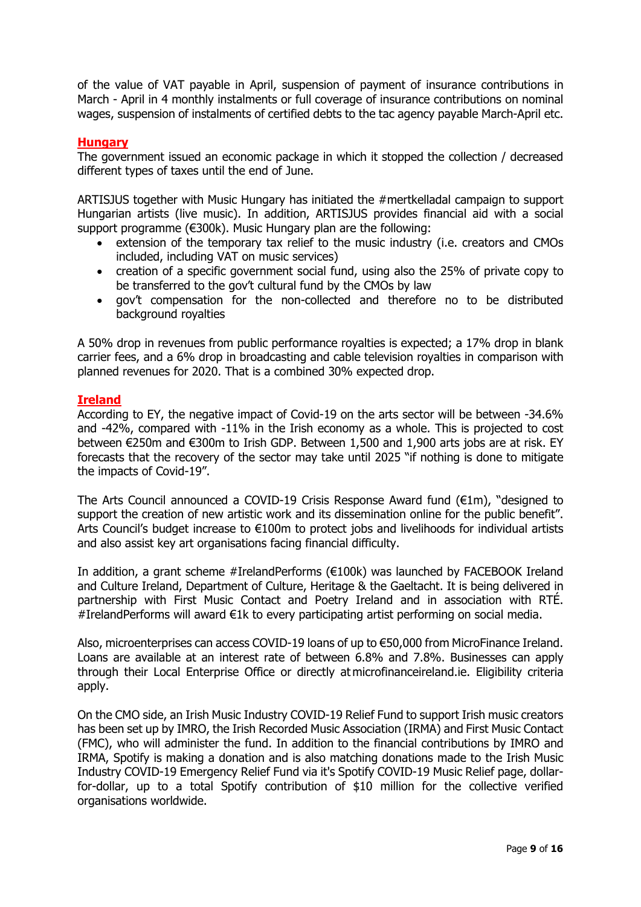of the value of VAT payable in April, suspension of payment of insurance contributions in March - April in 4 monthly instalments or full coverage of insurance contributions on nominal wages, suspension of instalments of certified debts to the tac agency payable March-April etc.

## Hungary

The government issued an economic package in which it stopped the collection / decreased different types of taxes until the end of June.

ARTISJUS together with Music Hungary has initiated the #mertkelladal campaign to support Hungarian artists (live music). In addition, ARTISJUS provides financial aid with a social support programme (€300k). Music Hungary plan are the following:

- extension of the temporary tax relief to the music industry (i.e. creators and CMOs included, including VAT on music services)
- creation of a specific government social fund, using also the 25% of private copy to be transferred to the gov't cultural fund by the CMOs by law
- gov't compensation for the non-collected and therefore no to be distributed background royalties

A 50% drop in revenues from public performance royalties is expected; a 17% drop in blank carrier fees, and a 6% drop in broadcasting and cable television royalties in comparison with planned revenues for 2020. That is a combined 30% expected drop.

## Ireland

According to EY, the negative impact of Covid-19 on the arts sector will be between -34.6% and -42%, compared with -11% in the Irish economy as a whole. This is projected to cost between €250m and €300m to Irish GDP. Between 1,500 and 1,900 arts jobs are at risk. EY forecasts that the recovery of the sector may take until 2025 "if nothing is done to mitigate the impacts of Covid-19".

The Arts Council announced a COVID-19 Crisis Response Award fund (€1m), "designed to support the creation of new artistic work and its dissemination online for the public benefit". Arts Council's budget increase to €100m to protect jobs and livelihoods for individual artists and also assist key art organisations facing financial difficulty.

In addition, a grant scheme #IrelandPerforms (€100k) was launched by FACEBOOK Ireland and Culture Ireland, Department of Culture, Heritage & the Gaeltacht. It is being delivered in partnership with First Music Contact and Poetry Ireland and in association with RTÉ. #IrelandPerforms will award €1k to every participating artist performing on social media.

Also, microenterprises can access COVID-19 loans of up to €50,000 from MicroFinance Ireland. Loans are available at an interest rate of between 6.8% and 7.8%. Businesses can apply through their Local Enterprise Office or directly at microfinanceireland.ie. Eligibility criteria apply.

On the CMO side, an Irish Music Industry COVID-19 Relief Fund to support Irish music creators has been set up by IMRO, the Irish Recorded Music Association (IRMA) and First Music Contact (FMC), who will administer the fund. In addition to the financial contributions by IMRO and IRMA, Spotify is making a donation and is also matching donations made to the Irish Music Industry COVID-19 Emergency Relief Fund via it's Spotify COVID-19 Music Relief page, dollar-for-dollar, up to a total Spotify contribution of $10 million for the collective verified organisations worldwide.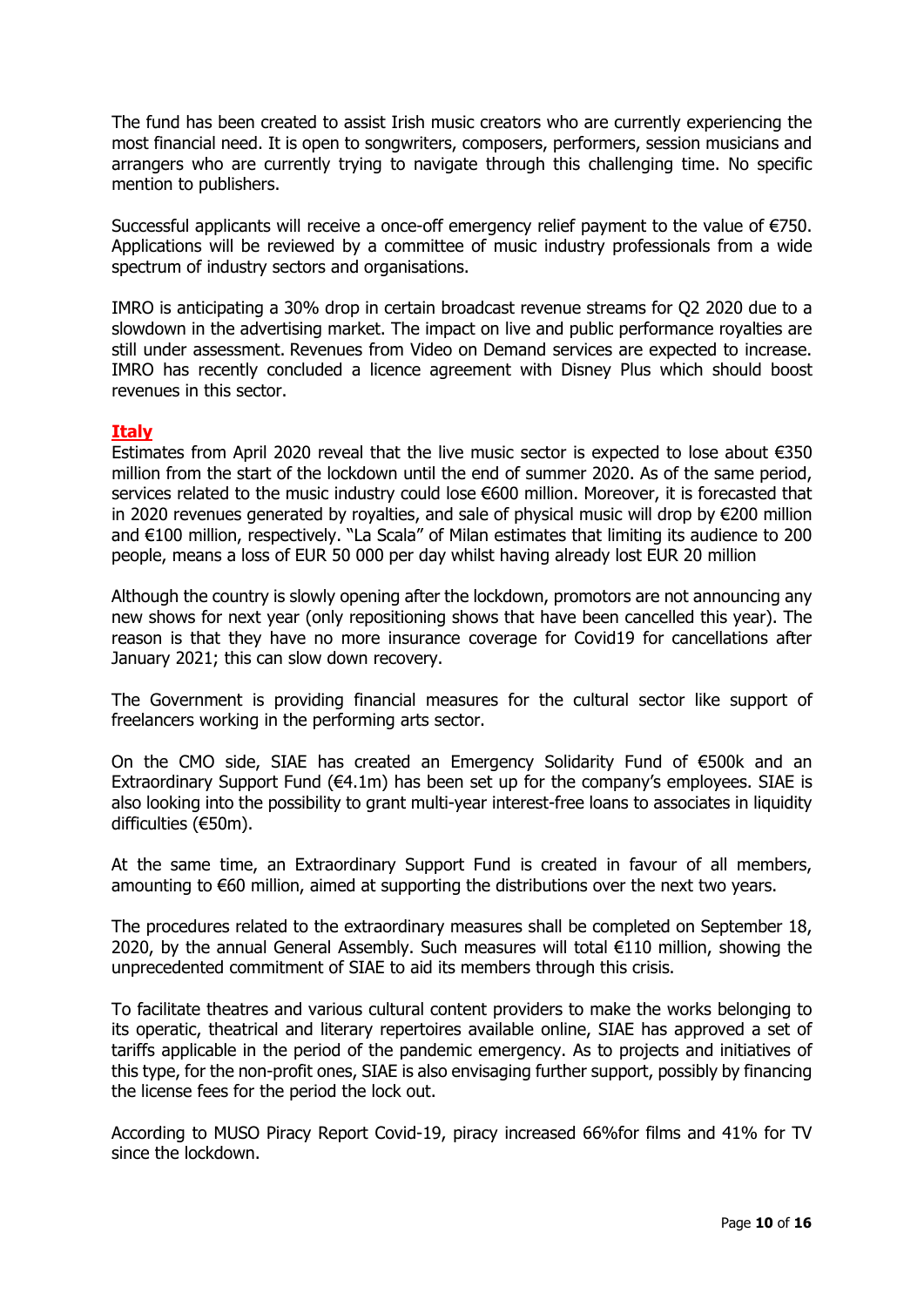The fund has been created to assist Irish music creators who are currently experiencing the most financial need. It is open to songwriters, composers, performers, session musicians and arrangers who are currently trying to navigate through this challenging time. No specific mention to publishers.

Successful applicants will receive a once-off emergency relief payment to the value of €750. Applications will be reviewed by a committee of music industry professionals from a wide spectrum of industry sectors and organisations.

IMRO is anticipating a 30% drop in certain broadcast revenue streams for Q2 2020 due to a slowdown in the advertising market. The impact on live and public performance royalties are still under assessment. Revenues from Video on Demand services are expected to increase. IMRO has recently concluded a licence agreement with Disney Plus which should boost revenues in this sector.

## Italy

Estimates from April 2020 reveal that the live music sector is expected to lose about €350 million from the start of the lockdown until the end of summer 2020. As of the same period, services related to the music industry could lose €600 million. Moreover, it is forecasted that in 2020 revenues generated by royalties, and sale of physical music will drop by €200 million and €100 million, respectively. "La Scala" of Milan estimates that limiting its audience to 200 people, means a loss of EUR 50 000 per day whilst having already lost EUR 20 million

Although the country is slowly opening after the lockdown, promotors are not announcing any new shows for next year (only repositioning shows that have been cancelled this year). The reason is that they have no more insurance coverage for Covid19 for cancellations after January 2021; this can slow down recovery.

The Government is providing financial measures for the cultural sector like support of freelancers working in the performing arts sector.

On the CMO side, SIAE has created an Emergency Solidarity Fund of €500k and an Extraordinary Support Fund (€4.1m) has been set up for the company's employees. SIAE is also looking into the possibility to grant multi-year interest-free loans to associates in liquidity difficulties (€50m).

At the same time, an Extraordinary Support Fund is created in favour of all members, amounting to €60 million, aimed at supporting the distributions over the next two years.

The procedures related to the extraordinary measures shall be completed on September 18, 2020, by the annual General Assembly. Such measures will total €110 million, showing the unprecedented commitment of SIAE to aid its members through this crisis.

To facilitate theatres and various cultural content providers to make the works belonging to its operatic, theatrical and literary repertoires available online, SIAE has approved a set of tariffs applicable in the period of the pandemic emergency. As to projects and initiatives of this type, for the non-profit ones, SIAE is also envisaging further support, possibly by financing the license fees for the period the lock out.

According to MUSO Piracy Report Covid-19, piracy increased 66%for films and 41% for TV since the lockdown.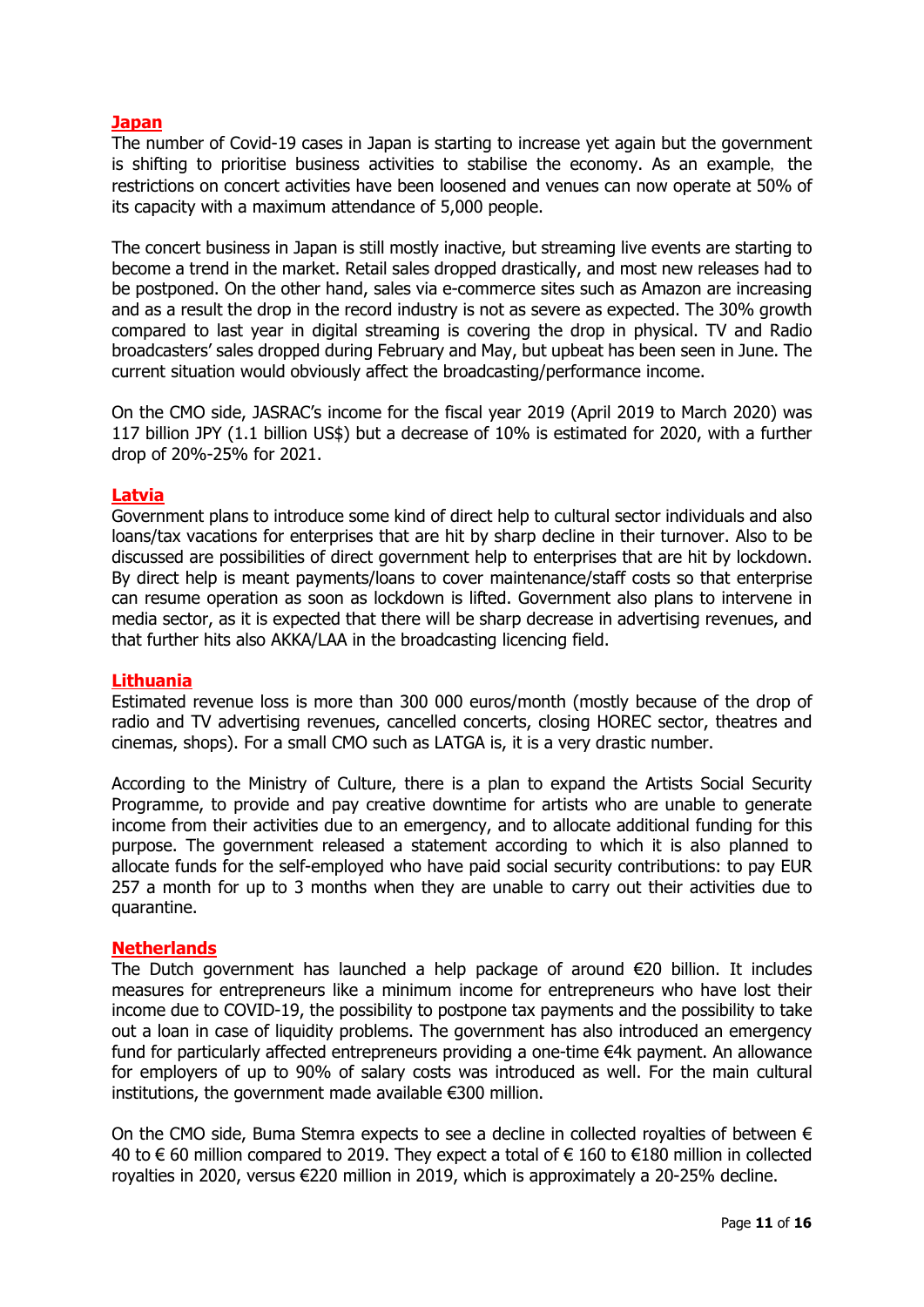## Japan

The number of Covid-19 cases in Japan is starting to increase yet again but the government is shifting to prioritise business activities to stabilise the economy. As an example, the restrictions on concert activities have been loosened and venues can now operate at 50% of its capacity with a maximum attendance of 5,000 people.

The concert business in Japan is still mostly inactive, but streaming live events are starting to become a trend in the market. Retail sales dropped drastically, and most new releases had to be postponed. On the other hand, sales via e-commerce sites such as Amazon are increasing and as a result the drop in the record industry is not as severe as expected. The 30% growth compared to last year in digital streaming is covering the drop in physical. TV and Radio broadcasters' sales dropped during February and May, but upbeat has been seen in June. The current situation would obviously affect the broadcasting/performance income.

On the CMO side, JASRAC's income for the fiscal year 2019 (April 2019 to March 2020) was 117 billion JPY (1.1 billion US$) but a decrease of 10% is estimated for 2020, with a further drop of 20%-25% for 2021.

## Latvia

Government plans to introduce some kind of direct help to cultural sector individuals and also loans/tax vacations for enterprises that are hit by sharp decline in their turnover. Also to be discussed are possibilities of direct government help to enterprises that are hit by lockdown. By direct help is meant payments/loans to cover maintenance/staff costs so that enterprise can resume operation as soon as lockdown is lifted. Government also plans to intervene in media sector, as it is expected that there will be sharp decrease in advertising revenues, and that further hits also AKKA/LAA in the broadcasting licencing field.

## Lithuania

Estimated revenue loss is more than 300 000 euros/month (mostly because of the drop of radio and TV advertising revenues, cancelled concerts, closing HOREC sector, theatres and cinemas, shops). For a small CMO such as LATGA is, it is a very drastic number.

According to the Ministry of Culture, there is a plan to expand the Artists Social Security Programme, to provide and pay creative downtime for artists who are unable to generate income from their activities due to an emergency, and to allocate additional funding for this purpose. The government released a statement according to which it is also planned to allocate funds for the self-employed who have paid social security contributions: to pay EUR 257 a month for up to 3 months when they are unable to carry out their activities due to quarantine.

## Netherlands

The Dutch government has launched a help package of around €20 billion. It includes measures for entrepreneurs like a minimum income for entrepreneurs who have lost their income due to COVID-19, the possibility to postpone tax payments and the possibility to take out a loan in case of liquidity problems. The government has also introduced an emergency fund for particularly affected entrepreneurs providing a one-time €4k payment. An allowance for employers of up to 90% of salary costs was introduced as well. For the main cultural institutions, the government made available €300 million.

On the CMO side, Buma Stemra expects to see a decline in collected royalties of between € 40 to € 60 million compared to 2019. They expect a total of € 160 to €180 million in collected royalties in 2020, versus €220 million in 2019, which is approximately a 20-25% decline.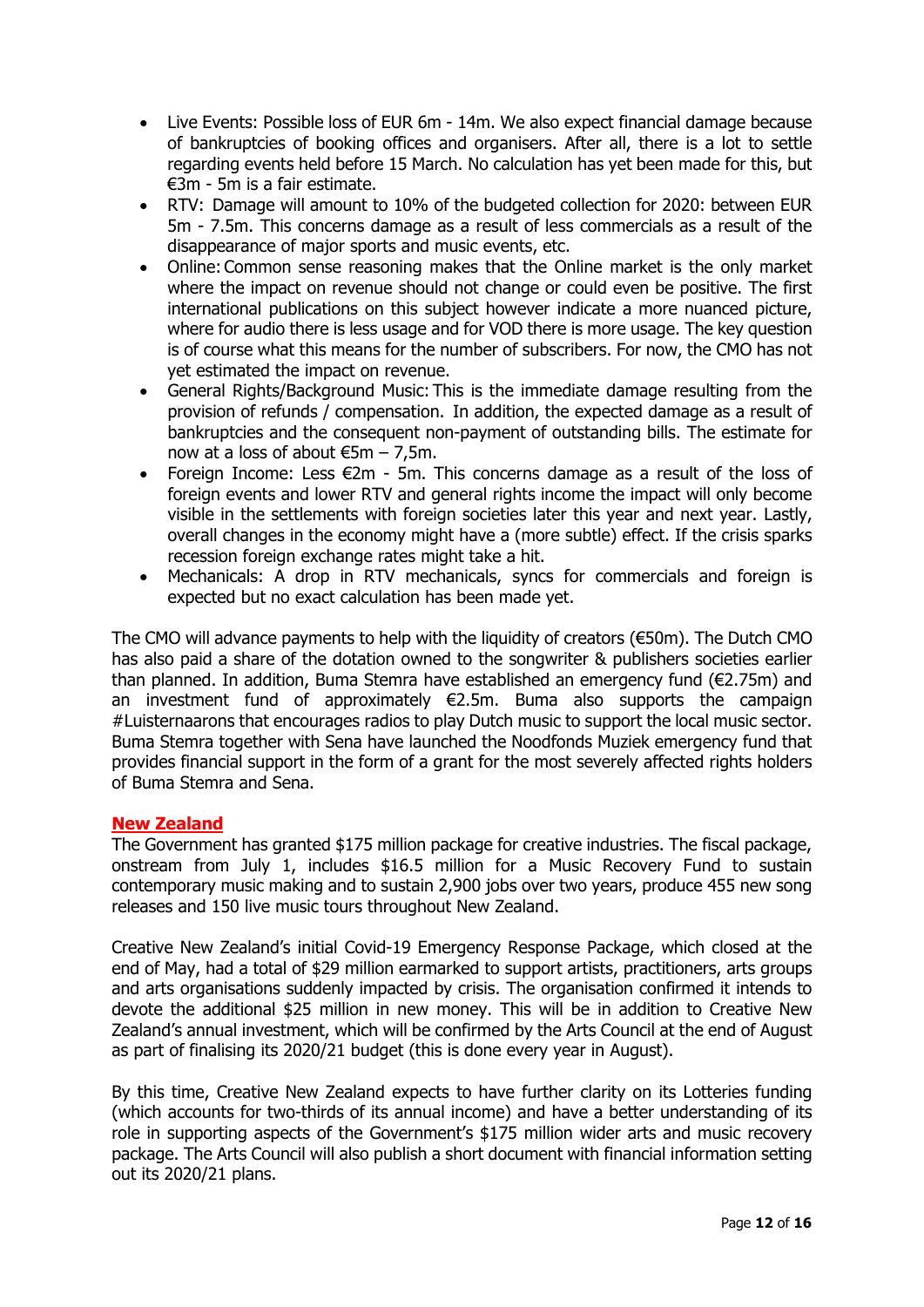- Live Events: Possible loss of EUR 6m - 14m. We also expect financial damage because of bankruptcies of booking offices and organisers. After all, there is a lot to settle regarding events held before 15 March. No calculation has yet been made for this, but €3m - 5m is a fair estimate.
- RTV: Damage will amount to 10% of the budgeted collection for 2020: between EUR 5m - 7.5m. This concerns damage as a result of less commercials as a result of the disappearance of major sports and music events, etc.
- Online: Common sense reasoning makes that the Online market is the only market where the impact on revenue should not change or could even be positive. The first international publications on this subject however indicate a more nuanced picture, where for audio there is less usage and for VOD there is more usage. The key question is of course what this means for the number of subscribers. For now, the CMO has not yet estimated the impact on revenue.
- General Rights/Background Music: This is the immediate damage resulting from the provision of refunds / compensation. In addition, the expected damage as a result of bankruptcies and the consequent non-payment of outstanding bills. The estimate for now at a loss of about €5m – 7,5m.
- Foreign Income: Less €2m - 5m. This concerns damage as a result of the loss of foreign events and lower RTV and general rights income the impact will only become visible in the settlements with foreign societies later this year and next year. Lastly, overall changes in the economy might have a (more subtle) effect. If the crisis sparks recession foreign exchange rates might take a hit.
- Mechanicals: A drop in RTV mechanicals, syncs for commercials and foreign is expected but no exact calculation has been made yet.

The CMO will advance payments to help with the liquidity of creators (€50m). The Dutch CMO has also paid a share of the dotation owned to the songwriter & publishers societies earlier than planned. In addition, Buma Stemra have established an emergency fund (€2.75m) and an investment fund of approximately €2.5m. Buma also supports the campaign #Luisternaarons that encourages radios to play Dutch music to support the local music sector. Buma Stemra together with Sena have launched the Noodfonds Muziek emergency fund that provides financial support in the form of a grant for the most severely affected rights holders of Buma Stemra and Sena.

## New Zealand

The Government has granted $175 million package for creative industries. The fiscal package, onstream from July 1, includes $16.5 million for a Music Recovery Fund to sustain contemporary music making and to sustain 2,900 jobs over two years, produce 455 new song releases and 150 live music tours throughout New Zealand.

Creative New Zealand's initial Covid-19 Emergency Response Package, which closed at the end of May, had a total of $29 million earmarked to support artists, practitioners, arts groups and arts organisations suddenly impacted by crisis. The organisation confirmed it intends to devote the additional $25 million in new money. This will be in addition to Creative New Zealand's annual investment, which will be confirmed by the Arts Council at the end of August as part of finalising its 2020/21 budget (this is done every year in August).

By this time, Creative New Zealand expects to have further clarity on its Lotteries funding (which accounts for two-thirds of its annual income) and have a better understanding of its role in supporting aspects of the Government's $175 million wider arts and music recovery package. The Arts Council will also publish a short document with financial information setting out its 2020/21 plans.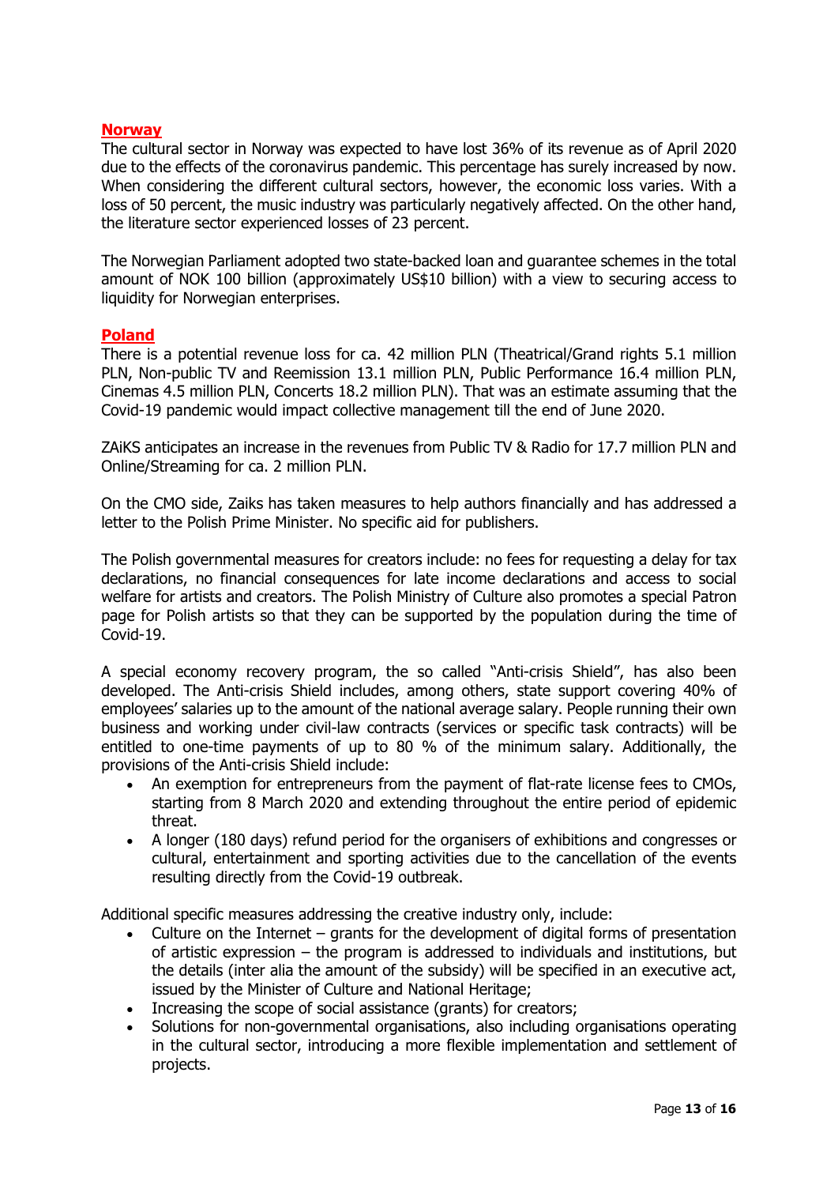## Norway

The cultural sector in Norway was expected to have lost 36% of its revenue as of April 2020 due to the effects of the coronavirus pandemic. This percentage has surely increased by now. When considering the different cultural sectors, however, the economic loss varies. With a loss of 50 percent, the music industry was particularly negatively affected. On the other hand, the literature sector experienced losses of 23 percent.

The Norwegian Parliament adopted two state-backed loan and guarantee schemes in the total amount of NOK 100 billion (approximately US$10 billion) with a view to securing access to liquidity for Norwegian enterprises.

## Poland

There is a potential revenue loss for ca. 42 million PLN (Theatrical/Grand rights 5.1 million PLN, Non-public TV and Reemission 13.1 million PLN, Public Performance 16.4 million PLN, Cinemas 4.5 million PLN, Concerts 18.2 million PLN). That was an estimate assuming that the Covid-19 pandemic would impact collective management till the end of June 2020.

ZAiKS anticipates an increase in the revenues from Public TV & Radio for 17.7 million PLN and Online/Streaming for ca. 2 million PLN.

On the CMO side, Zaiks has taken measures to help authors financially and has addressed a letter to the Polish Prime Minister. No specific aid for publishers.

The Polish governmental measures for creators include: no fees for requesting a delay for tax declarations, no financial consequences for late income declarations and access to social welfare for artists and creators. The Polish Ministry of Culture also promotes a special Patron page for Polish artists so that they can be supported by the population during the time of Covid-19.

A special economy recovery program, the so called “Anti-crisis Shield”, has also been developed. The Anti-crisis Shield includes, among others, state support covering 40% of employees’ salaries up to the amount of the national average salary. People running their own business and working under civil-law contracts (services or specific task contracts) will be entitled to one-time payments of up to 80 % of the minimum salary. Additionally, the provisions of the Anti-crisis Shield include:

- An exemption for entrepreneurs from the payment of flat-rate license fees to CMOs, starting from 8 March 2020 and extending throughout the entire period of epidemic threat.
- A longer (180 days) refund period for the organisers of exhibitions and congresses or cultural, entertainment and sporting activities due to the cancellation of the events resulting directly from the Covid-19 outbreak.

Additional specific measures addressing the creative industry only, include:

- Culture on the Internet – grants for the development of digital forms of presentation of artistic expression – the program is addressed to individuals and institutions, but the details (inter alia the amount of the subsidy) will be specified in an executive act, issued by the Minister of Culture and National Heritage;
- Increasing the scope of social assistance (grants) for creators;
- Solutions for non-governmental organisations, also including organisations operating in the cultural sector, introducing a more flexible implementation and settlement of projects.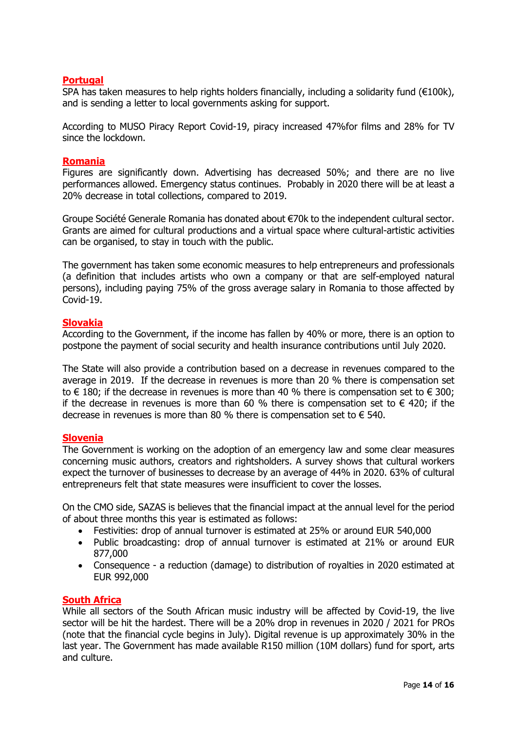## Portugal

SPA has taken measures to help rights holders financially, including a solidarity fund (€100k), and is sending a letter to local governments asking for support.

According to MUSO Piracy Report Covid-19, piracy increased 47%for films and 28% for TV since the lockdown.

## Romania

Figures are significantly down. Advertising has decreased 50%; and there are no live performances allowed. Emergency status continues. Probably in 2020 there will be at least a 20% decrease in total collections, compared to 2019.

Groupe Société Generale Romania has donated about €70k to the independent cultural sector. Grants are aimed for cultural productions and a virtual space where cultural-artistic activities can be organised, to stay in touch with the public.

The government has taken some economic measures to help entrepreneurs and professionals (a definition that includes artists who own a company or that are self-employed natural persons), including paying 75% of the gross average salary in Romania to those affected by Covid-19.

## Slovakia

According to the Government, if the income has fallen by 40% or more, there is an option to postpone the payment of social security and health insurance contributions until July 2020.

The State will also provide a contribution based on a decrease in revenues compared to the average in 2019. If the decrease in revenues is more than 20 % there is compensation set to € 180; if the decrease in revenues is more than 40 % there is compensation set to € 300; if the decrease in revenues is more than 60 % there is compensation set to € 420; if the decrease in revenues is more than 80 % there is compensation set to € 540.

## Slovenia

The Government is working on the adoption of an emergency law and some clear measures concerning music authors, creators and rightsholders. A survey shows that cultural workers expect the turnover of businesses to decrease by an average of 44% in 2020. 63% of cultural entrepreneurs felt that state measures were insufficient to cover the losses.

On the CMO side, SAZAS is believes that the financial impact at the annual level for the period of about three months this year is estimated as follows:

- Festivities: drop of annual turnover is estimated at 25% or around EUR 540,000
- Public broadcasting: drop of annual turnover is estimated at 21% or around EUR 877,000
- Consequence - a reduction (damage) to distribution of royalties in 2020 estimated at EUR 992,000

## South Africa

While all sectors of the South African music industry will be affected by Covid-19, the live sector will be hit the hardest. There will be a 20% drop in revenues in 2020 / 2021 for PROs (note that the financial cycle begins in July). Digital revenue is up approximately 30% in the last year. The Government has made available R150 million (10M dollars) fund for sport, arts and culture.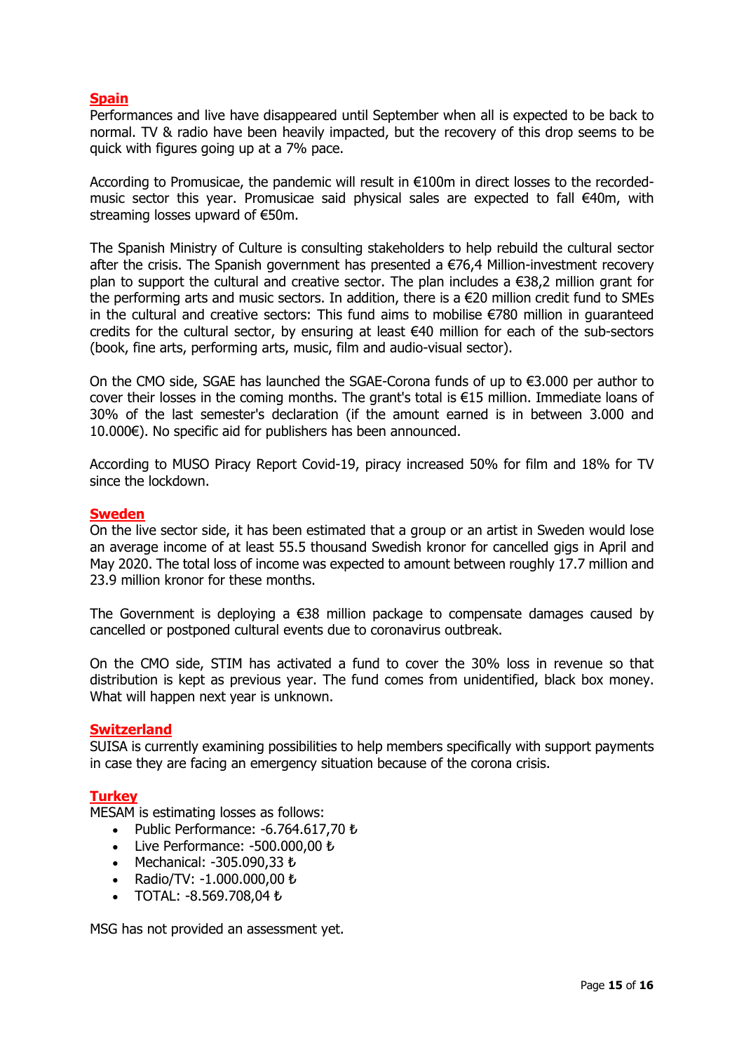## Spain

Performances and live have disappeared until September when all is expected to be back to normal. TV & radio have been heavily impacted, but the recovery of this drop seems to be quick with figures going up at a 7% pace.

According to Promusicae, the pandemic will result in €100m in direct losses to the recorded-music sector this year. Promusicae said physical sales are expected to fall €40m, with streaming losses upward of €50m.

The Spanish Ministry of Culture is consulting stakeholders to help rebuild the cultural sector after the crisis. The Spanish government has presented a €76,4 Million-investment recovery plan to support the cultural and creative sector. The plan includes a €38,2 million grant for the performing arts and music sectors. In addition, there is a €20 million credit fund to SMEs in the cultural and creative sectors: This fund aims to mobilise €780 million in guaranteed credits for the cultural sector, by ensuring at least €40 million for each of the sub-sectors (book, fine arts, performing arts, music, film and audio-visual sector).

On the CMO side, SGAE has launched the SGAE-Corona funds of up to €3.000 per author to cover their losses in the coming months. The grant's total is €15 million. Immediate loans of 30% of the last semester's declaration (if the amount earned is in between 3.000 and 10.000€). No specific aid for publishers has been announced.

According to MUSO Piracy Report Covid-19, piracy increased 50% for film and 18% for TV since the lockdown.

## Sweden

On the live sector side, it has been estimated that a group or an artist in Sweden would lose an average income of at least 55.5 thousand Swedish kronor for cancelled gigs in April and May 2020. The total loss of income was expected to amount between roughly 17.7 million and 23.9 million kronor for these months.

The Government is deploying a €38 million package to compensate damages caused by cancelled or postponed cultural events due to coronavirus outbreak.

On the CMO side, STIM has activated a fund to cover the 30% loss in revenue so that distribution is kept as previous year. The fund comes from unidentified, black box money. What will happen next year is unknown.

## Switzerland

SUISA is currently examining possibilities to help members specifically with support payments in case they are facing an emergency situation because of the corona crisis.

## Turkey

MESAM is estimating losses as follows:

- Public Performance: -6.764.617,70 ₺
- Live Performance: -500.000,00 ₺
- Mechanical: -305.090,33 ₺
- Radio/TV: -1.000.000,00 ₺
- TOTAL: -8.569.708,04 ₺

MSG has not provided an assessment yet.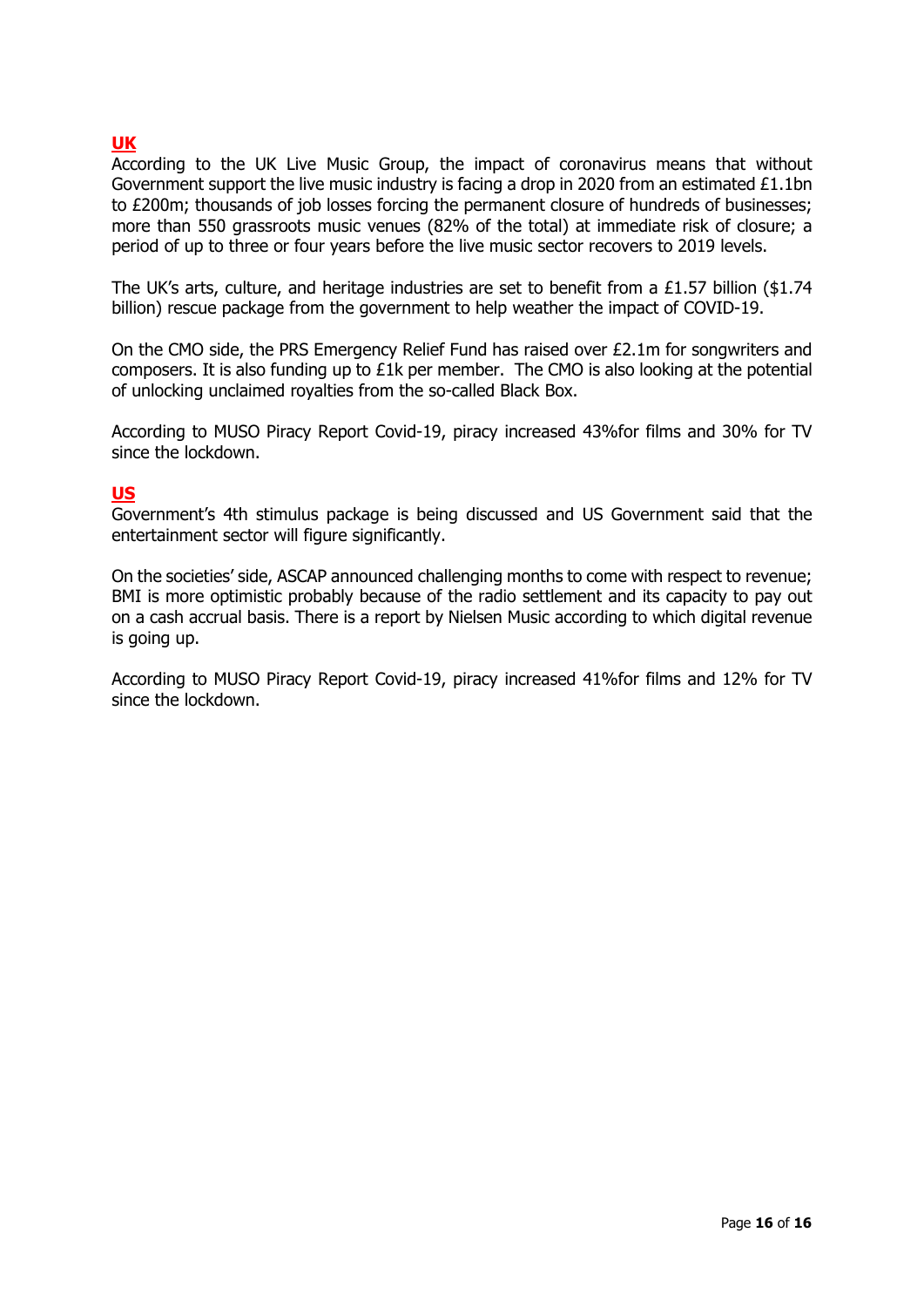## UK

According to the UK Live Music Group, the impact of coronavirus means that without Government support the live music industry is facing a drop in 2020 from an estimated £1.1bn to £200m; thousands of job losses forcing the permanent closure of hundreds of businesses; more than 550 grassroots music venues (82% of the total) at immediate risk of closure; a period of up to three or four years before the live music sector recovers to 2019 levels.

The UK's arts, culture, and heritage industries are set to benefit from a £1.57 billion ($1.74 billion) rescue package from the government to help weather the impact of COVID-19.

On the CMO side, the PRS Emergency Relief Fund has raised over £2.1m for songwriters and composers. It is also funding up to £1k per member. The CMO is also looking at the potential of unlocking unclaimed royalties from the so-called Black Box.

According to MUSO Piracy Report Covid-19, piracy increased 43%for films and 30% for TV since the lockdown.

## US

Government's 4th stimulus package is being discussed and US Government said that the entertainment sector will figure significantly.

On the societies' side, ASCAP announced challenging months to come with respect to revenue; BMI is more optimistic probably because of the radio settlement and its capacity to pay out on a cash accrual basis. There is a report by Nielsen Music according to which digital revenue is going up.

According to MUSO Piracy Report Covid-19, piracy increased 41%for films and 12% for TV since the lockdown.